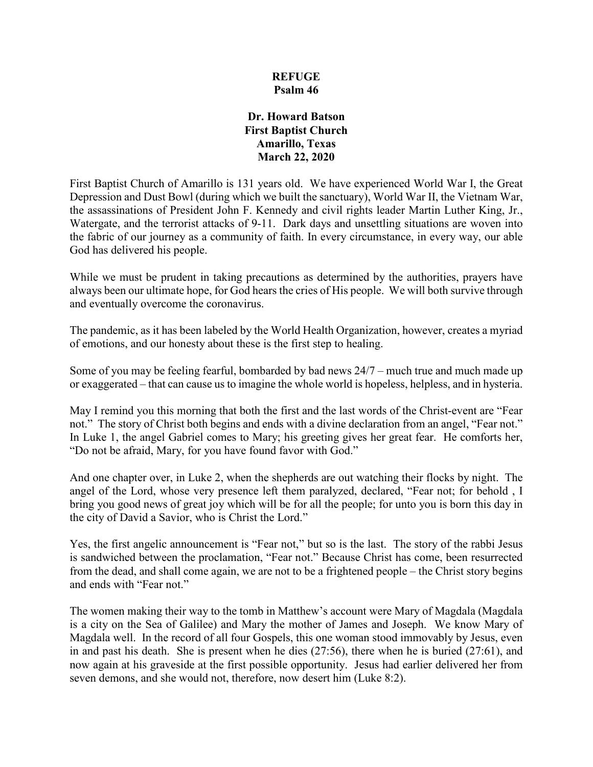# REFUGE

## Psalm 46

**Dr. Howard Batson**
**First Baptist Church**
**Amarillo, Texas**
**March 22, 2020**

First Baptist Church of Amarillo is 131 years old. We have experienced World War I, the Great Depression and Dust Bowl (during which we built the sanctuary), World War II, the Vietnam War, the assassinations of President John F. Kennedy and civil rights leader Martin Luther King, Jr., Watergate, and the terrorist attacks of 9-11. Dark days and unsettling situations are woven into the fabric of our journey as a community of faith. In every circumstance, in every way, our able God has delivered his people.

While we must be prudent in taking precautions as determined by the authorities, prayers have always been our ultimate hope, for God hears the cries of His people. We will both survive through and eventually overcome the coronavirus.

The pandemic, as it has been labeled by the World Health Organization, however, creates a myriad of emotions, and our honesty about these is the first step to healing.

Some of you may be feeling fearful, bombarded by bad news 24/7 – much true and much made up or exaggerated – that can cause us to imagine the whole world is hopeless, helpless, and in hysteria.

May I remind you this morning that both the first and the last words of the Christ-event are "Fear not." The story of Christ both begins and ends with a divine declaration from an angel, "Fear not." In Luke 1, the angel Gabriel comes to Mary; his greeting gives her great fear. He comforts her, "Do not be afraid, Mary, for you have found favor with God."

And one chapter over, in Luke 2, when the shepherds are out watching their flocks by night. The angel of the Lord, whose very presence left them paralyzed, declared, "Fear not; for behold , I bring you good news of great joy which will be for all the people; for unto you is born this day in the city of David a Savior, who is Christ the Lord."

Yes, the first angelic announcement is "Fear not," but so is the last. The story of the rabbi Jesus is sandwiched between the proclamation, "Fear not." Because Christ has come, been resurrected from the dead, and shall come again, we are not to be a frightened people – the Christ story begins and ends with "Fear not."

The women making their way to the tomb in Matthew's account were Mary of Magdala (Magdala is a city on the Sea of Galilee) and Mary the mother of James and Joseph. We know Mary of Magdala well. In the record of all four Gospels, this one woman stood immovably by Jesus, even in and past his death. She is present when he dies (27:56), there when he is buried (27:61), and now again at his graveside at the first possible opportunity. Jesus had earlier delivered her from seven demons, and she would not, therefore, now desert him (Luke 8:2).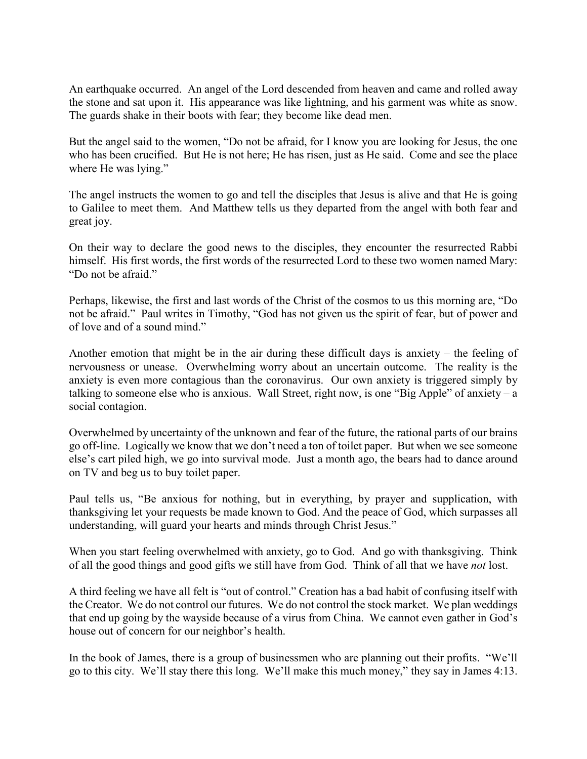An earthquake occurred. An angel of the Lord descended from heaven and came and rolled away the stone and sat upon it. His appearance was like lightning, and his garment was white as snow. The guards shake in their boots with fear; they become like dead men.

But the angel said to the women, "Do not be afraid, for I know you are looking for Jesus, the one who has been crucified. But He is not here; He has risen, just as He said. Come and see the place where He was lying."

The angel instructs the women to go and tell the disciples that Jesus is alive and that He is going to Galilee to meet them. And Matthew tells us they departed from the angel with both fear and great joy.

On their way to declare the good news to the disciples, they encounter the resurrected Rabbi himself. His first words, the first words of the resurrected Lord to these two women named Mary: "Do not be afraid."

Perhaps, likewise, the first and last words of the Christ of the cosmos to us this morning are, "Do not be afraid." Paul writes in Timothy, "God has not given us the spirit of fear, but of power and of love and of a sound mind."

Another emotion that might be in the air during these difficult days is anxiety – the feeling of nervousness or unease. Overwhelming worry about an uncertain outcome. The reality is the anxiety is even more contagious than the coronavirus. Our own anxiety is triggered simply by talking to someone else who is anxious. Wall Street, right now, is one "Big Apple" of anxiety – a social contagion.

Overwhelmed by uncertainty of the unknown and fear of the future, the rational parts of our brains go off-line. Logically we know that we don't need a ton of toilet paper. But when we see someone else's cart piled high, we go into survival mode. Just a month ago, the bears had to dance around on TV and beg us to buy toilet paper.

Paul tells us, "Be anxious for nothing, but in everything, by prayer and supplication, with thanksgiving let your requests be made known to God. And the peace of God, which surpasses all understanding, will guard your hearts and minds through Christ Jesus."

When you start feeling overwhelmed with anxiety, go to God. And go with thanksgiving. Think of all the good things and good gifts we still have from God. Think of all that we have *not* lost.

A third feeling we have all felt is "out of control." Creation has a bad habit of confusing itself with the Creator. We do not control our futures. We do not control the stock market. We plan weddings that end up going by the wayside because of a virus from China. We cannot even gather in God's house out of concern for our neighbor's health.

In the book of James, there is a group of businessmen who are planning out their profits. "We'll go to this city. We'll stay there this long. We'll make this much money," they say in James 4:13.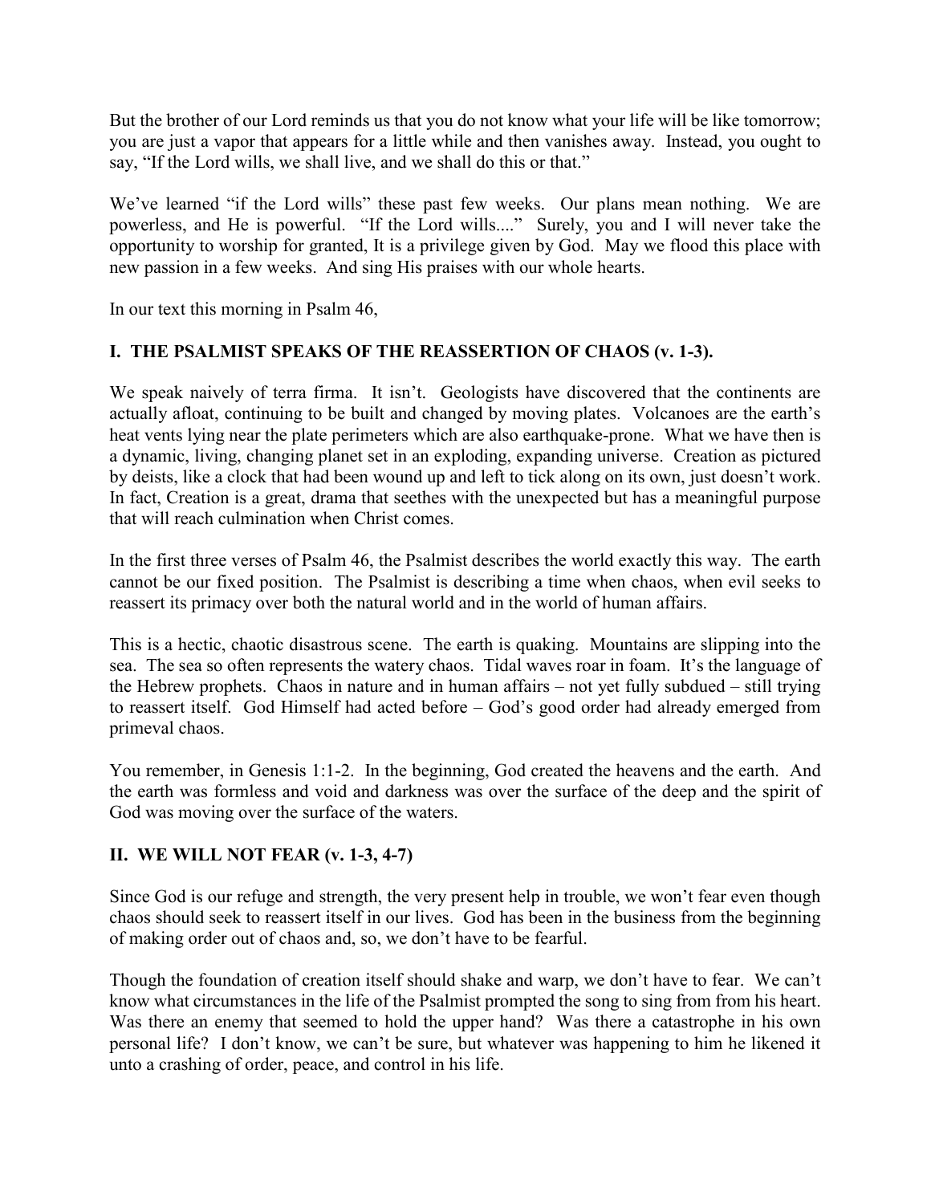But the brother of our Lord reminds us that you do not know what your life will be like tomorrow; you are just a vapor that appears for a little while and then vanishes away. Instead, you ought to say, "If the Lord wills, we shall live, and we shall do this or that."

We've learned "if the Lord wills" these past few weeks. Our plans mean nothing. We are powerless, and He is powerful. "If the Lord wills...." Surely, you and I will never take the opportunity to worship for granted, It is a privilege given by God. May we flood this place with new passion in a few weeks. And sing His praises with our whole hearts.

In our text this morning in Psalm 46,

**I. THE PSALMIST SPEAKS OF THE REASSERTION OF CHAOS (v. 1-3).**

We speak naively of terra firma. It isn't. Geologists have discovered that the continents are actually afloat, continuing to be built and changed by moving plates. Volcanoes are the earth's heat vents lying near the plate perimeters which are also earthquake-prone. What we have then is a dynamic, living, changing planet set in an exploding, expanding universe. Creation as pictured by deists, like a clock that had been wound up and left to tick along on its own, just doesn't work. In fact, Creation is a great, drama that seethes with the unexpected but has a meaningful purpose that will reach culmination when Christ comes.

In the first three verses of Psalm 46, the Psalmist describes the world exactly this way. The earth cannot be our fixed position. The Psalmist is describing a time when chaos, when evil seeks to reassert its primacy over both the natural world and in the world of human affairs.

This is a hectic, chaotic disastrous scene. The earth is quaking. Mountains are slipping into the sea. The sea so often represents the watery chaos. Tidal waves roar in foam. It's the language of the Hebrew prophets. Chaos in nature and in human affairs – not yet fully subdued – still trying to reassert itself. God Himself had acted before – God's good order had already emerged from primeval chaos.

You remember, in Genesis 1:1-2. In the beginning, God created the heavens and the earth. And the earth was formless and void and darkness was over the surface of the deep and the spirit of God was moving over the surface of the waters.

**II. WE WILL NOT FEAR (v. 1-3, 4-7)**

Since God is our refuge and strength, the very present help in trouble, we won't fear even though chaos should seek to reassert itself in our lives. God has been in the business from the beginning of making order out of chaos and, so, we don't have to be fearful.

Though the foundation of creation itself should shake and warp, we don't have to fear. We can't know what circumstances in the life of the Psalmist prompted the song to sing from from his heart. Was there an enemy that seemed to hold the upper hand? Was there a catastrophe in his own personal life? I don't know, we can't be sure, but whatever was happening to him he likened it unto a crashing of order, peace, and control in his life.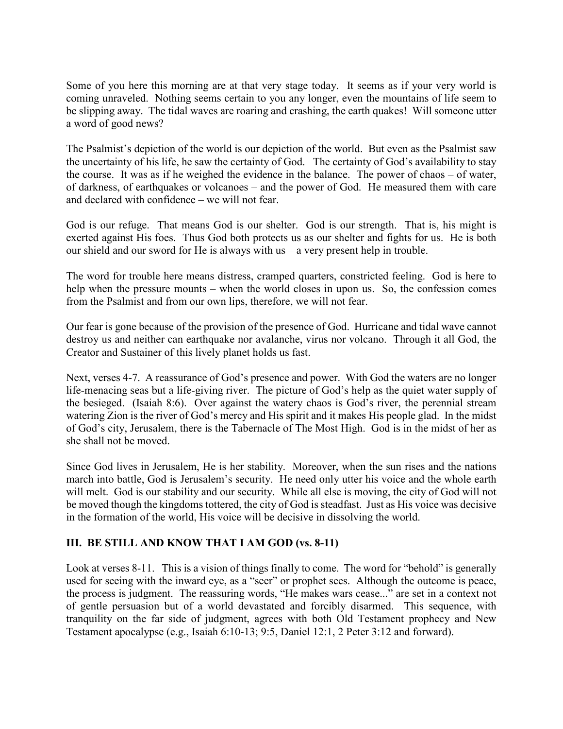Some of you here this morning are at that very stage today. It seems as if your very world is coming unraveled. Nothing seems certain to you any longer, even the mountains of life seem to be slipping away. The tidal waves are roaring and crashing, the earth quakes! Will someone utter a word of good news?

The Psalmist's depiction of the world is our depiction of the world. But even as the Psalmist saw the uncertainty of his life, he saw the certainty of God. The certainty of God's availability to stay the course. It was as if he weighed the evidence in the balance. The power of chaos – of water, of darkness, of earthquakes or volcanoes – and the power of God. He measured them with care and declared with confidence – we will not fear.

God is our refuge. That means God is our shelter. God is our strength. That is, his might is exerted against His foes. Thus God both protects us as our shelter and fights for us. He is both our shield and our sword for He is always with us – a very present help in trouble.

The word for trouble here means distress, cramped quarters, constricted feeling. God is here to help when the pressure mounts – when the world closes in upon us. So, the confession comes from the Psalmist and from our own lips, therefore, we will not fear.

Our fear is gone because of the provision of the presence of God. Hurricane and tidal wave cannot destroy us and neither can earthquake nor avalanche, virus nor volcano. Through it all God, the Creator and Sustainer of this lively planet holds us fast.

Next, verses 4-7. A reassurance of God's presence and power. With God the waters are no longer life-menacing seas but a life-giving river. The picture of God's help as the quiet water supply of the besieged. (Isaiah 8:6). Over against the watery chaos is God's river, the perennial stream watering Zion is the river of God's mercy and His spirit and it makes His people glad. In the midst of God's city, Jerusalem, there is the Tabernacle of The Most High. God is in the midst of her as she shall not be moved.

Since God lives in Jerusalem, He is her stability. Moreover, when the sun rises and the nations march into battle, God is Jerusalem's security. He need only utter his voice and the whole earth will melt. God is our stability and our security. While all else is moving, the city of God will not be moved though the kingdoms tottered, the city of God is steadfast. Just as His voice was decisive in the formation of the world, His voice will be decisive in dissolving the world.

### III. BE STILL AND KNOW THAT I AM GOD (vs. 8-11)

Look at verses 8-11. This is a vision of things finally to come. The word for "behold" is generally used for seeing with the inward eye, as a "seer" or prophet sees. Although the outcome is peace, the process is judgment. The reassuring words, "He makes wars cease..." are set in a context not of gentle persuasion but of a world devastated and forcibly disarmed. This sequence, with tranquility on the far side of judgment, agrees with both Old Testament prophecy and New Testament apocalypse (e.g., Isaiah 6:10-13; 9:5, Daniel 12:1, 2 Peter 3:12 and forward).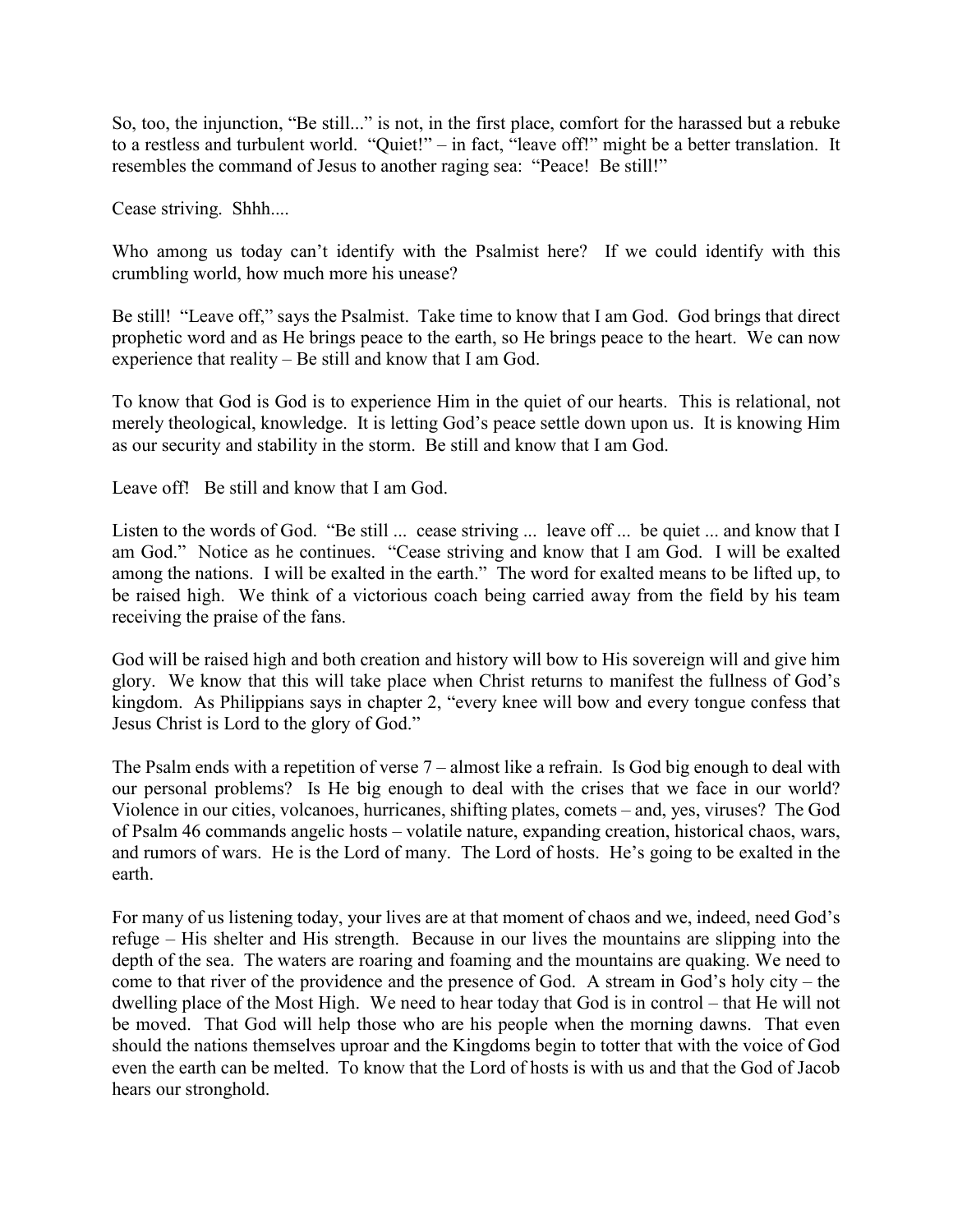So, too, the injunction, "Be still..." is not, in the first place, comfort for the harassed but a rebuke to a restless and turbulent world. "Quiet!" – in fact, "leave off!" might be a better translation. It resembles the command of Jesus to another raging sea: "Peace! Be still!"

Cease striving. Shhh....

Who among us today can't identify with the Psalmist here? If we could identify with this crumbling world, how much more his unease?

Be still! "Leave off," says the Psalmist. Take time to know that I am God. God brings that direct prophetic word and as He brings peace to the earth, so He brings peace to the heart. We can now experience that reality – Be still and know that I am God.

To know that God is God is to experience Him in the quiet of our hearts. This is relational, not merely theological, knowledge. It is letting God's peace settle down upon us. It is knowing Him as our security and stability in the storm. Be still and know that I am God.

Leave off! Be still and know that I am God.

Listen to the words of God. "Be still ... cease striving ... leave off ... be quiet ... and know that I am God." Notice as he continues. "Cease striving and know that I am God. I will be exalted among the nations. I will be exalted in the earth." The word for exalted means to be lifted up, to be raised high. We think of a victorious coach being carried away from the field by his team receiving the praise of the fans.

God will be raised high and both creation and history will bow to His sovereign will and give him glory. We know that this will take place when Christ returns to manifest the fullness of God's kingdom. As Philippians says in chapter 2, "every knee will bow and every tongue confess that Jesus Christ is Lord to the glory of God."

The Psalm ends with a repetition of verse 7 – almost like a refrain. Is God big enough to deal with our personal problems? Is He big enough to deal with the crises that we face in our world? Violence in our cities, volcanoes, hurricanes, shifting plates, comets – and, yes, viruses? The God of Psalm 46 commands angelic hosts – volatile nature, expanding creation, historical chaos, wars, and rumors of wars. He is the Lord of many. The Lord of hosts. He's going to be exalted in the earth.

For many of us listening today, your lives are at that moment of chaos and we, indeed, need God's refuge – His shelter and His strength. Because in our lives the mountains are slipping into the depth of the sea. The waters are roaring and foaming and the mountains are quaking. We need to come to that river of the providence and the presence of God. A stream in God's holy city – the dwelling place of the Most High. We need to hear today that God is in control – that He will not be moved. That God will help those who are his people when the morning dawns. That even should the nations themselves uproar and the Kingdoms begin to totter that with the voice of God even the earth can be melted. To know that the Lord of hosts is with us and that the God of Jacob hears our stronghold.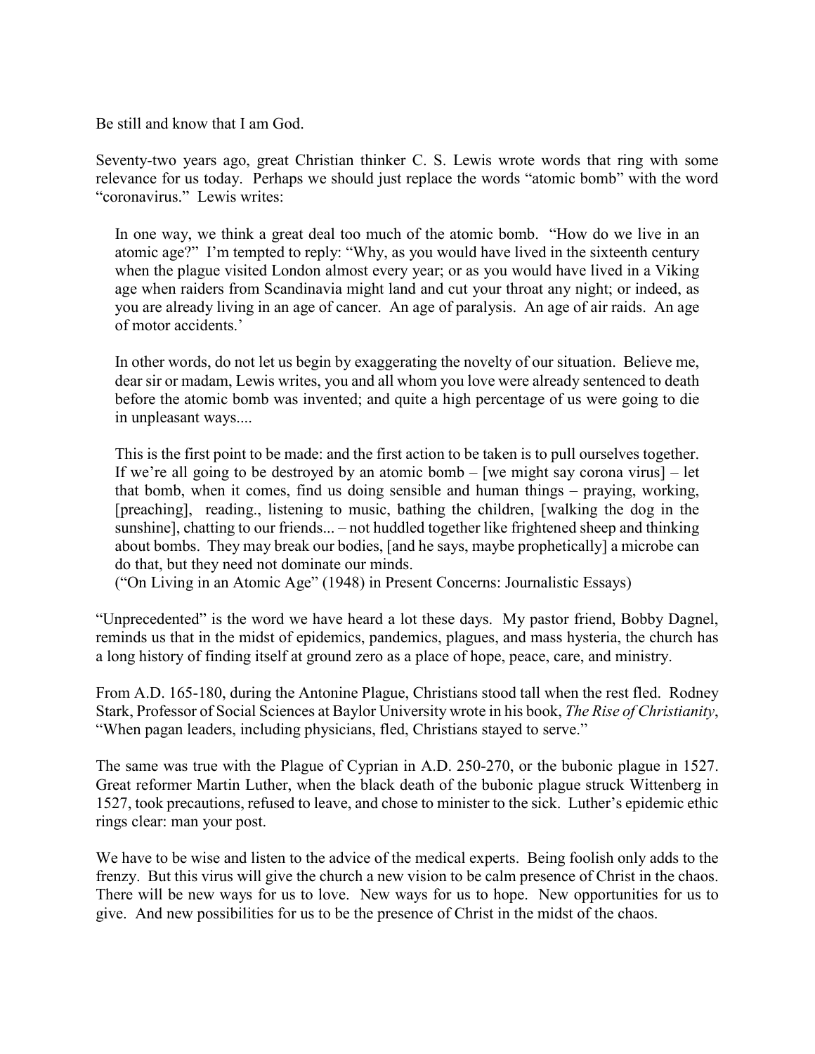Be still and know that I am God.

Seventy-two years ago, great Christian thinker C. S. Lewis wrote words that ring with some relevance for us today. Perhaps we should just replace the words "atomic bomb" with the word "coronavirus." Lewis writes:

> In one way, we think a great deal too much of the atomic bomb. "How do we live in an atomic age?" I'm tempted to reply: "Why, as you would have lived in the sixteenth century when the plague visited London almost every year; or as you would have lived in a Viking age when raiders from Scandinavia might land and cut your throat any night; or indeed, as you are already living in an age of cancer. An age of paralysis. An age of air raids. An age of motor accidents.'
>
> In other words, do not let us begin by exaggerating the novelty of our situation. Believe me, dear sir or madam, Lewis writes, you and all whom you love were already sentenced to death before the atomic bomb was invented; and quite a high percentage of us were going to die in unpleasant ways....
>
> This is the first point to be made: and the first action to be taken is to pull ourselves together. If we're all going to be destroyed by an atomic bomb – [we might say corona virus] – let that bomb, when it comes, find us doing sensible and human things – praying, working, [preaching], reading., listening to music, bathing the children, [walking the dog in the sunshine], chatting to our friends... – not huddled together like frightened sheep and thinking about bombs. They may break our bodies, [and he says, maybe prophetically] a microbe can do that, but they need not dominate our minds.
> ("On Living in an Atomic Age" (1948) in Present Concerns: Journalistic Essays)

"Unprecedented" is the word we have heard a lot these days. My pastor friend, Bobby Dagnel, reminds us that in the midst of epidemics, pandemics, plagues, and mass hysteria, the church has a long history of finding itself at ground zero as a place of hope, peace, care, and ministry.

From A.D. 165-180, during the Antonine Plague, Christians stood tall when the rest fled. Rodney Stark, Professor of Social Sciences at Baylor University wrote in his book, *The Rise of Christianity*, "When pagan leaders, including physicians, fled, Christians stayed to serve."

The same was true with the Plague of Cyprian in A.D. 250-270, or the bubonic plague in 1527. Great reformer Martin Luther, when the black death of the bubonic plague struck Wittenberg in 1527, took precautions, refused to leave, and chose to minister to the sick. Luther's epidemic ethic rings clear: man your post.

We have to be wise and listen to the advice of the medical experts. Being foolish only adds to the frenzy. But this virus will give the church a new vision to be calm presence of Christ in the chaos. There will be new ways for us to love. New ways for us to hope. New opportunities for us to give. And new possibilities for us to be the presence of Christ in the midst of the chaos.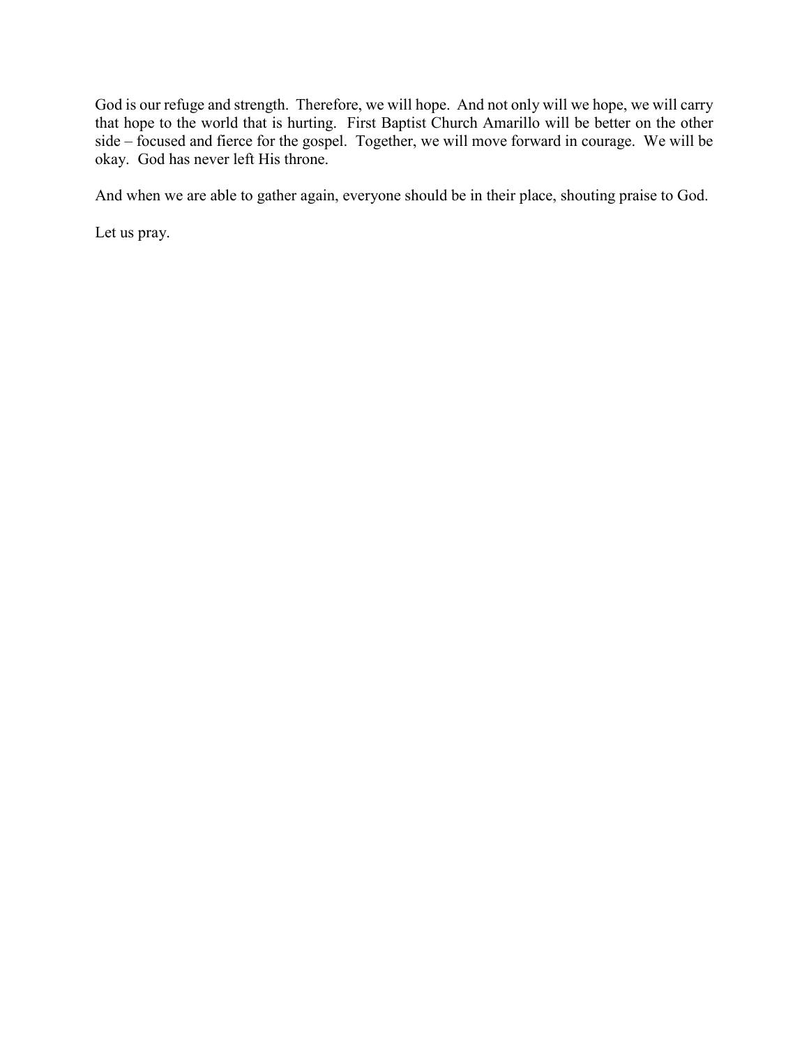God is our refuge and strength. Therefore, we will hope. And not only will we hope, we will carry that hope to the world that is hurting. First Baptist Church Amarillo will be better on the other side – focused and fierce for the gospel. Together, we will move forward in courage. We will be okay. God has never left His throne.

And when we are able to gather again, everyone should be in their place, shouting praise to God.

Let us pray.